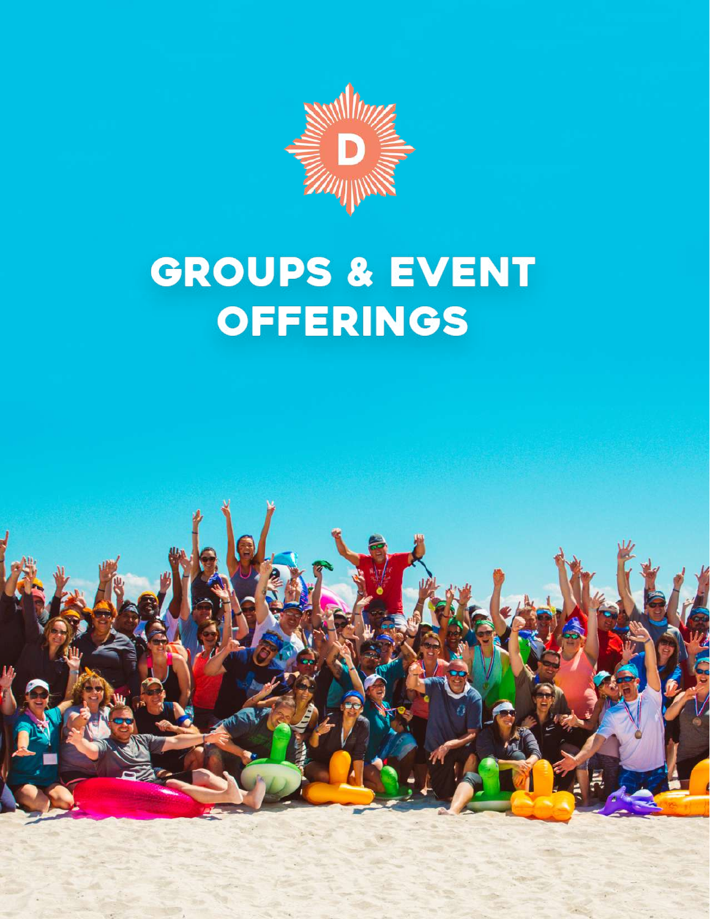# GROUPS & EVENT OFFERINGS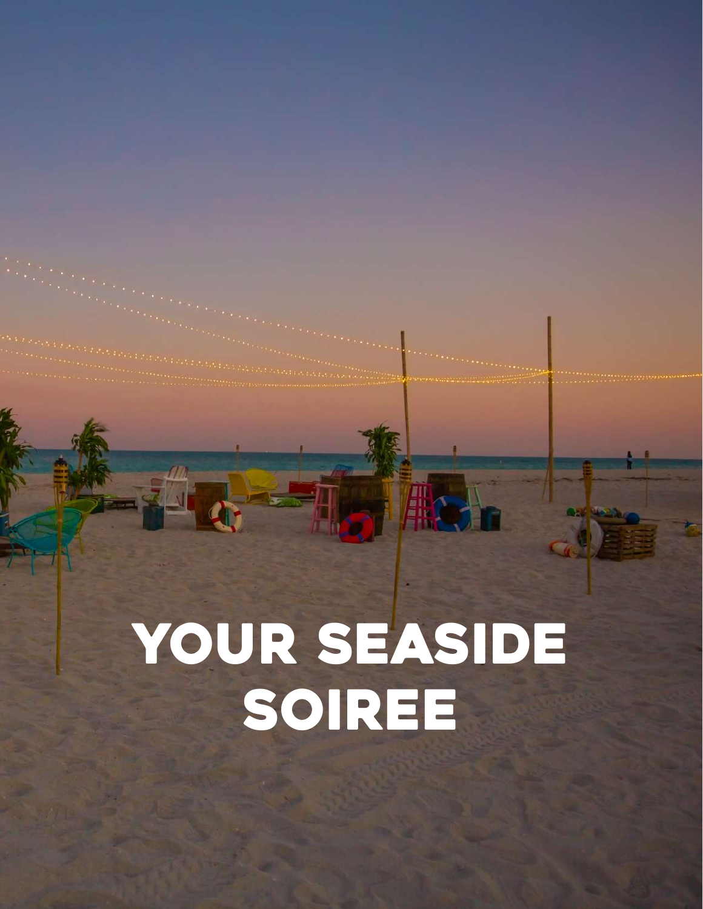# YOUR SEASIDE SOIREE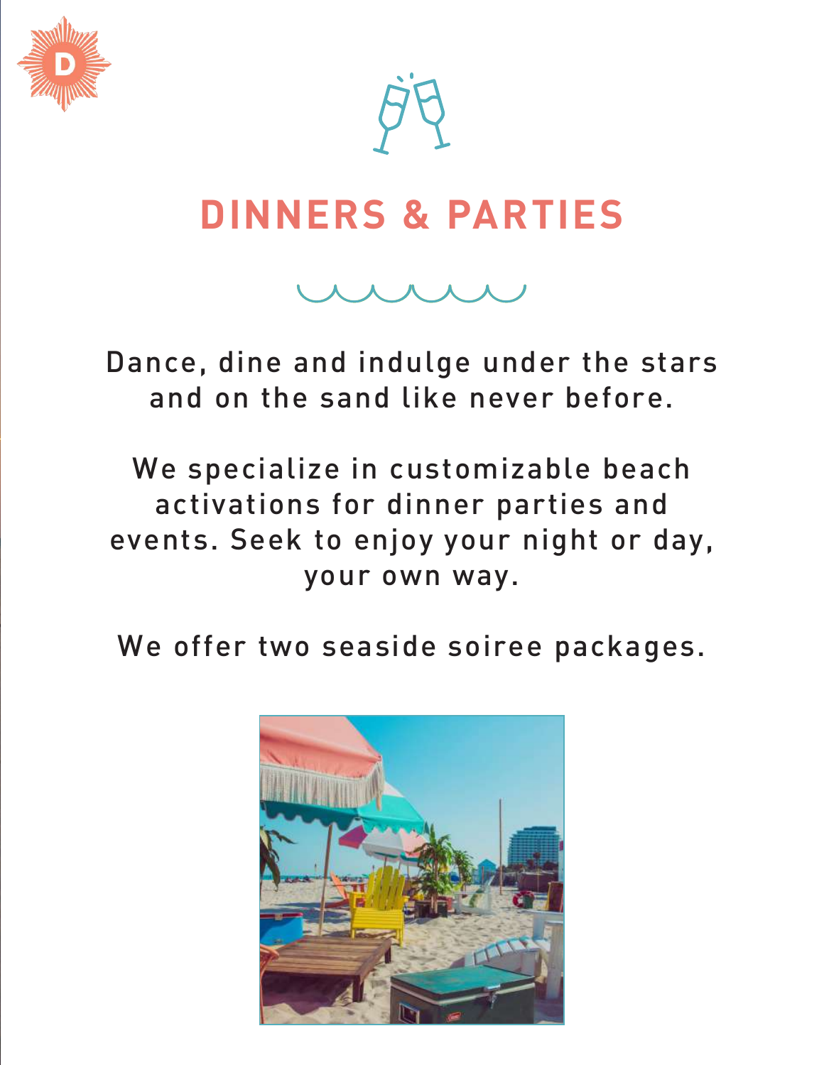# DINNERS & PARTIES

Dance, dine and indulge under the stars and on the sand like never before.

We specialize in customizable beach activations for dinner parties and events. Seek to enjoy your night or day, your own way.

We offer two seaside soiree packages.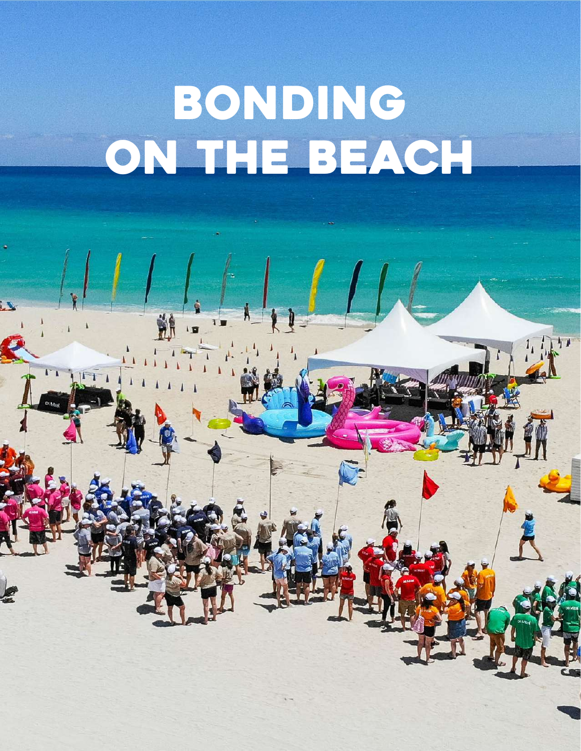# BONDING ON THE BEACH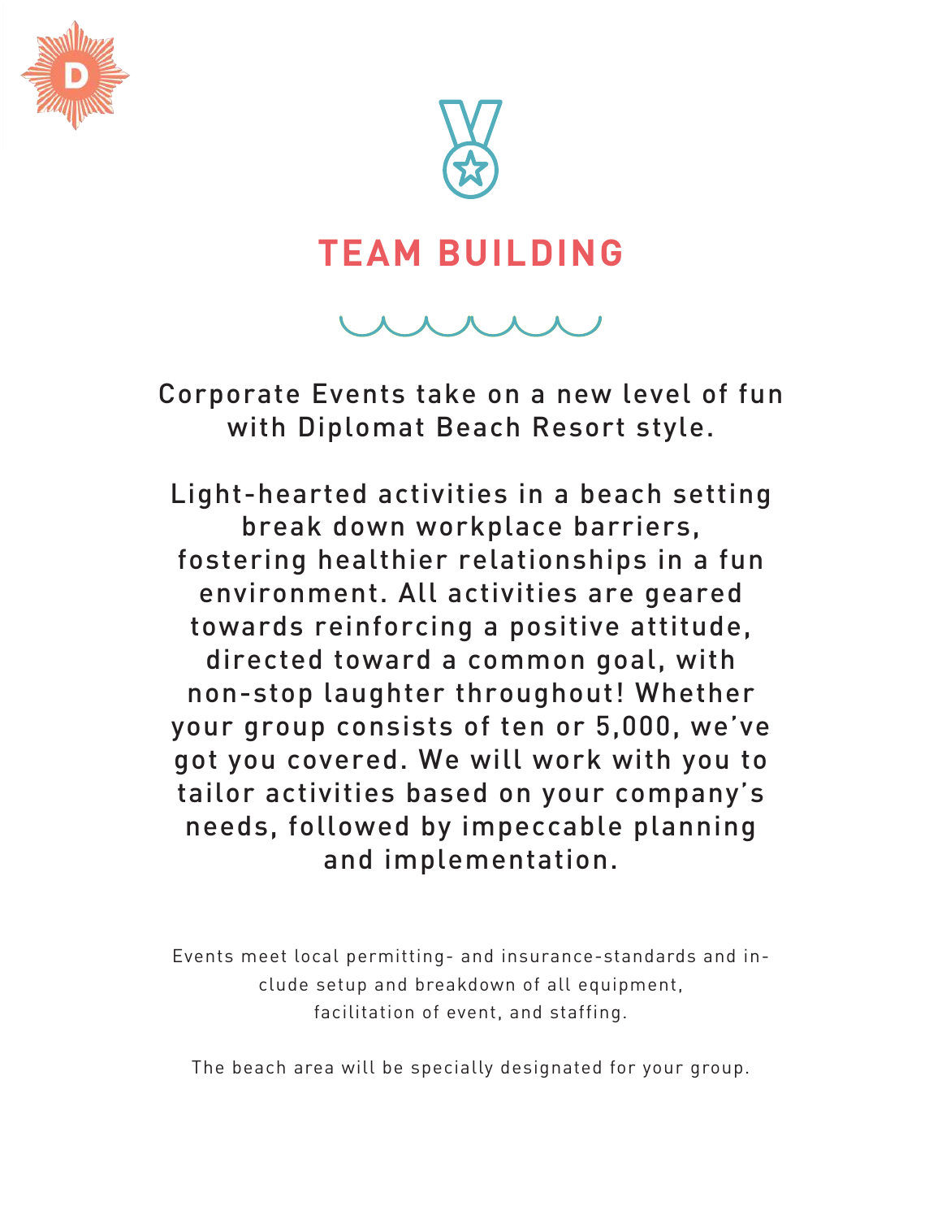# TEAM BUILDING

Corporate Events take on a new level of fun with Diplomat Beach Resort style.

Light-hearted activities in a beach setting break down workplace barriers, fostering healthier relationships in a fun environment. All activities are geared towards reinforcing a positive attitude, directed toward a common goal, with non-stop laughter throughout! Whether your group consists of ten or 5,000, we've got you covered. We will work with you to tailor activities based on your company's needs, followed by impeccable planning and implementation.

Events meet local permitting- and insurance-standards and include setup and breakdown of all equipment, facilitation of event, and staffing.

The beach area will be specially designated for your group.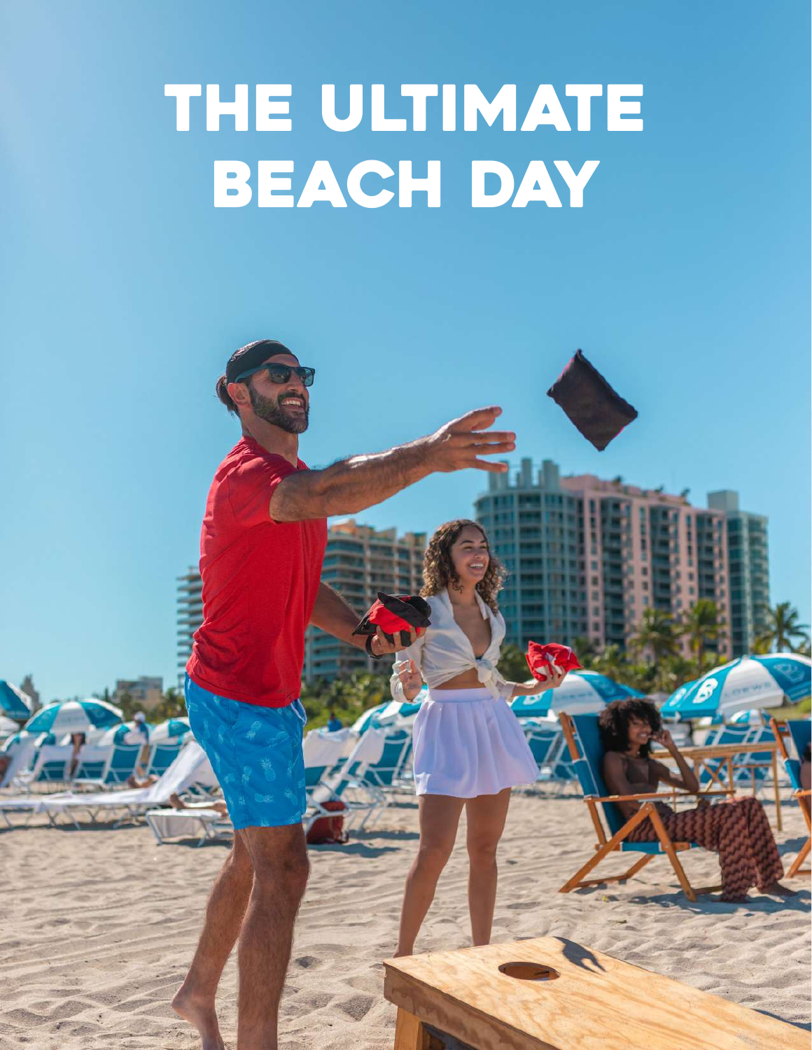# THE ULTIMATE BEACH DAY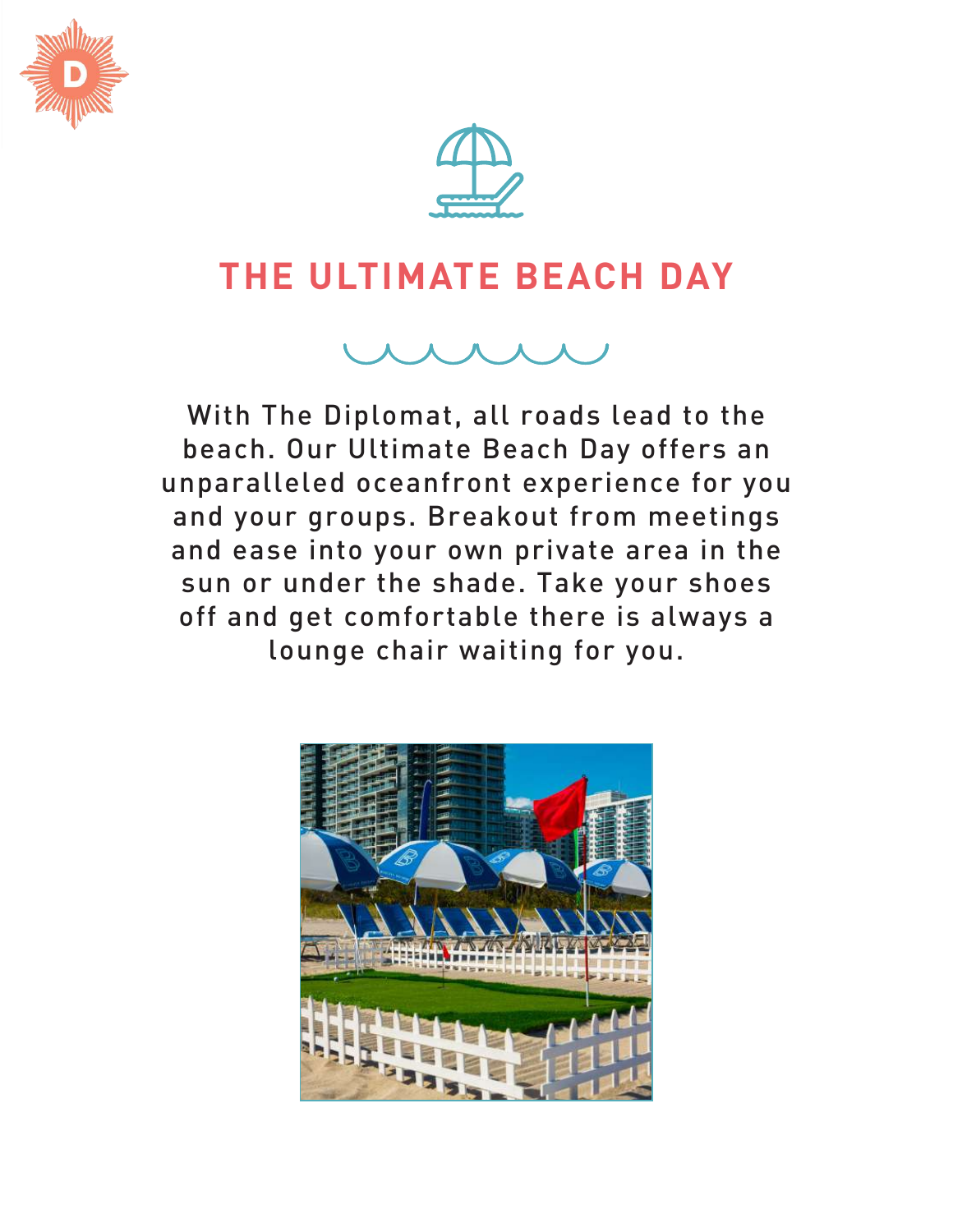# THE ULTIMATE BEACH DAY

With The Diplomat, all roads lead to the beach. Our Ultimate Beach Day offers an unparalleled oceanfront experience for you and your groups. Breakout from meetings and ease into your own private area in the sun or under the shade. Take your shoes off and get comfortable there is always a lounge chair waiting for you.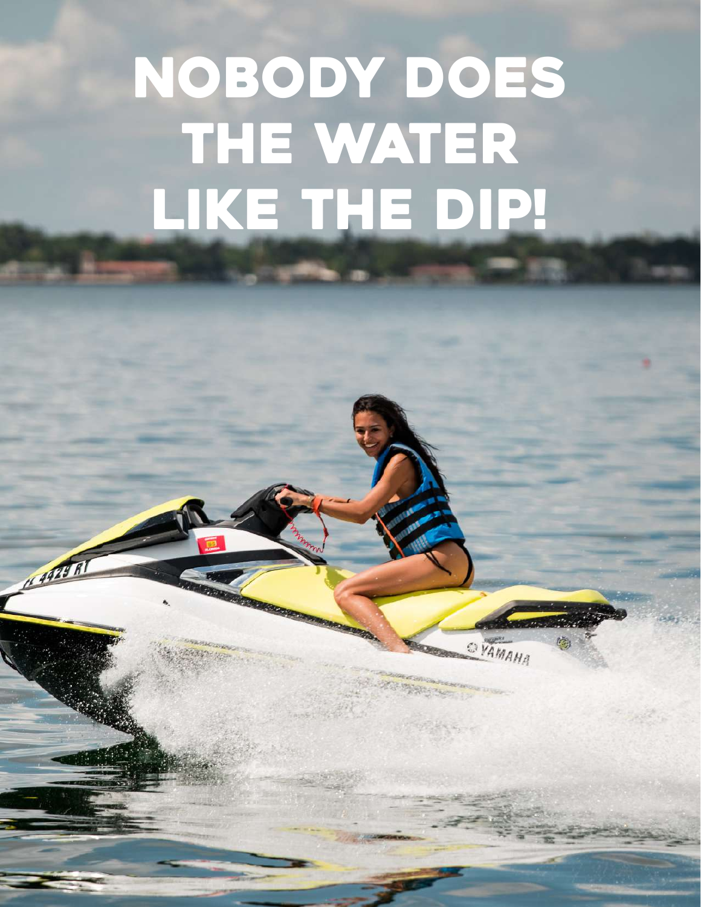# NOBODY DOES THE WATER LIKE THE DIP!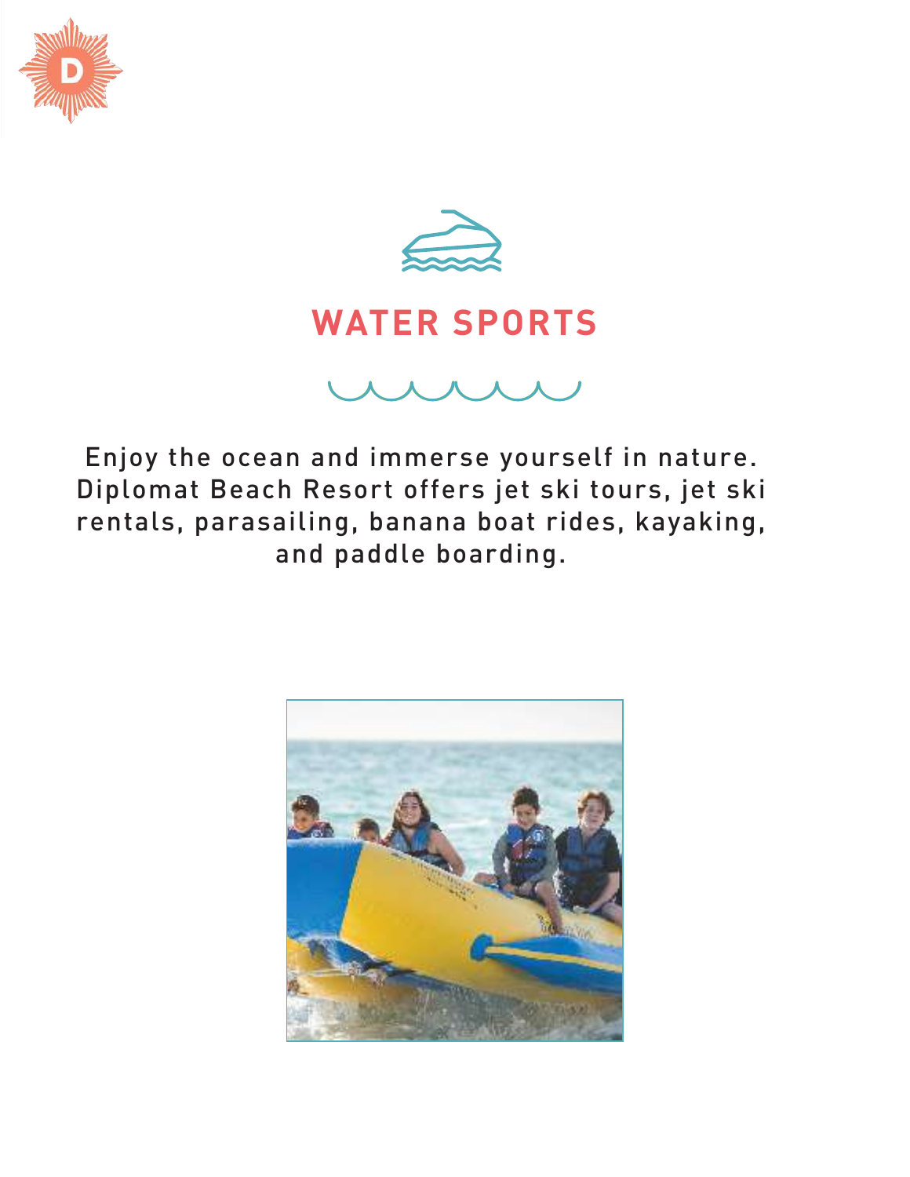## WATER SPORTS

Enjoy the ocean and immerse yourself in nature. Diplomat Beach Resort offers jet ski tours, jet ski rentals, parasailing, banana boat rides, kayaking, and paddle boarding.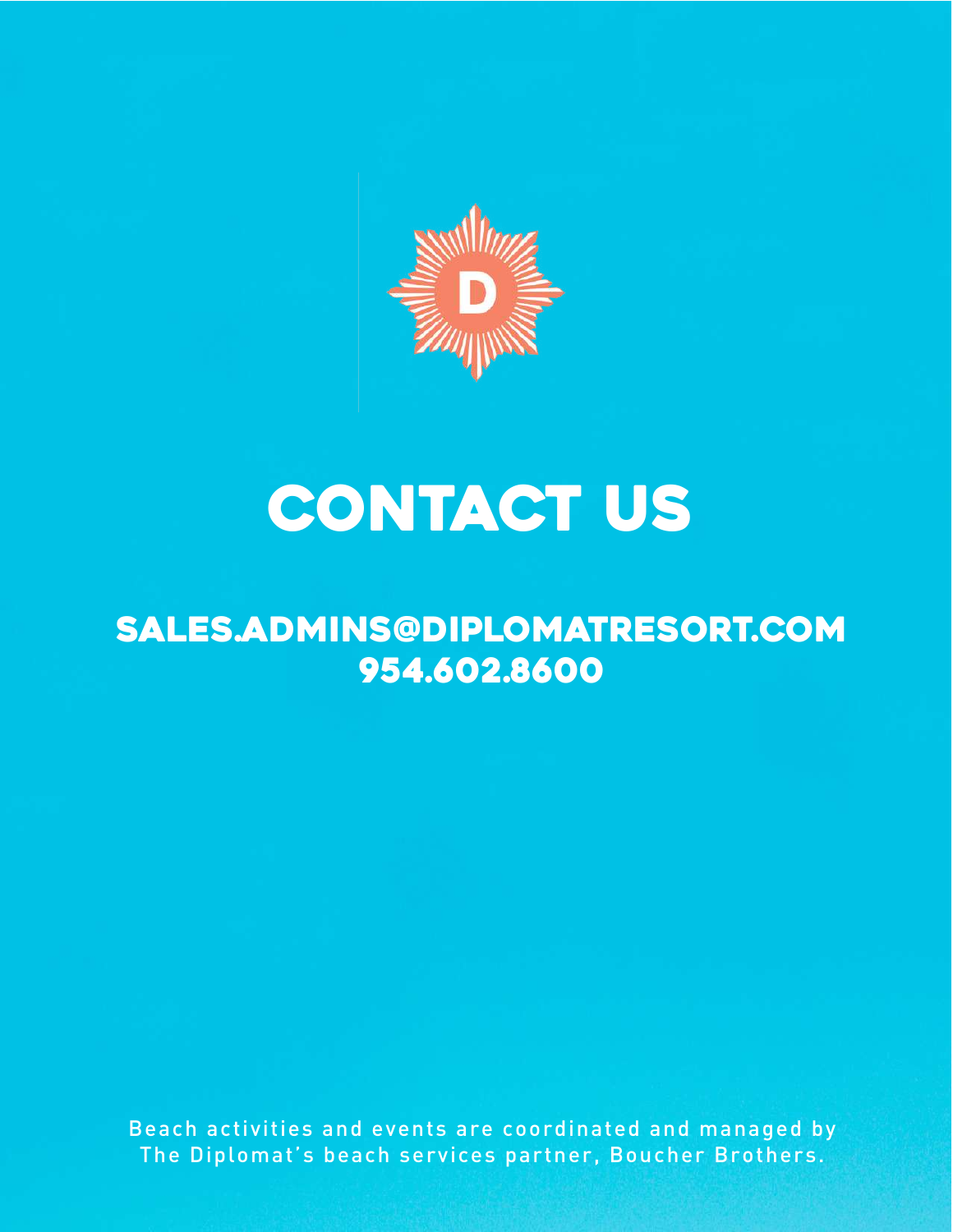# CONTACT US

## SALES.ADMINS@DIPLOMATRESORT.COM
## 954.602.8600

Beach activities and events are coordinated and managed by The Diplomat's beach services partner, Boucher Brothers.